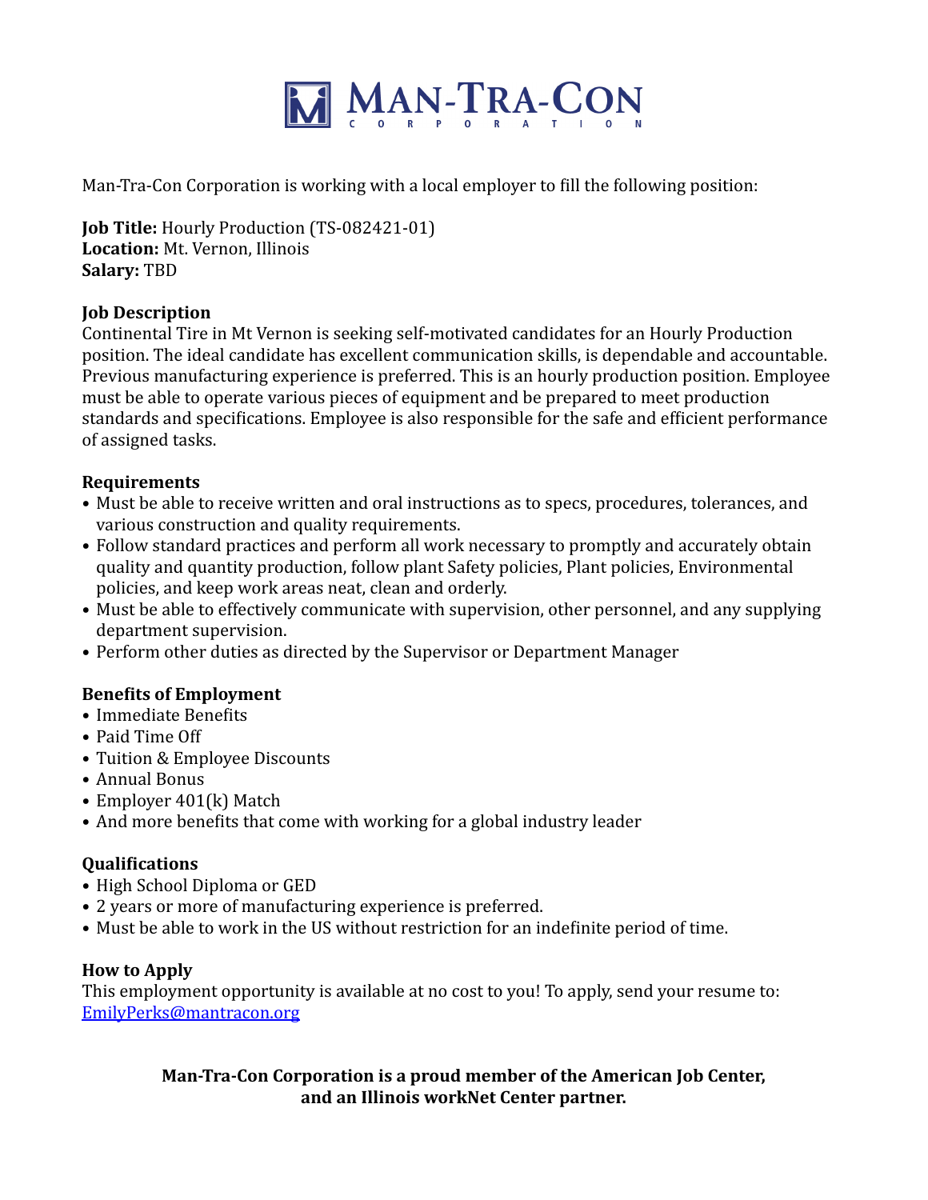# MAN-TRA-CON CORPORATION

Man-Tra-Con Corporation is working with a local employer to fill the following position:

**Job Title:** Hourly Production (TS-082421-01)
**Location:** Mt. Vernon, Illinois
**Salary:** TBD

**Job Description**
Continental Tire in Mt Vernon is seeking self-motivated candidates for an Hourly Production position. The ideal candidate has excellent communication skills, is dependable and accountable. Previous manufacturing experience is preferred. This is an hourly production position. Employee must be able to operate various pieces of equipment and be prepared to meet production standards and specifications. Employee is also responsible for the safe and efficient performance of assigned tasks.

**Requirements**
- Must be able to receive written and oral instructions as to specs, procedures, tolerances, and various construction and quality requirements.
- Follow standard practices and perform all work necessary to promptly and accurately obtain quality and quantity production, follow plant Safety policies, Plant policies, Environmental policies, and keep work areas neat, clean and orderly.
- Must be able to effectively communicate with supervision, other personnel, and any supplying department supervision.
- Perform other duties as directed by the Supervisor or Department Manager

**Benefits of Employment**
- Immediate Benefits
- Paid Time Off
- Tuition & Employee Discounts
- Annual Bonus
- Employer 401(k) Match
- And more benefits that come with working for a global industry leader

**Qualifications**
- High School Diploma or GED
- 2 years or more of manufacturing experience is preferred.
- Must be able to work in the US without restriction for an indefinite period of time.

**How to Apply**
This employment opportunity is available at no cost to you! To apply, send your resume to: EmilyPerks@mantracon.org

**Man-Tra-Con Corporation is a proud member of the American Job Center, and an Illinois workNet Center partner.**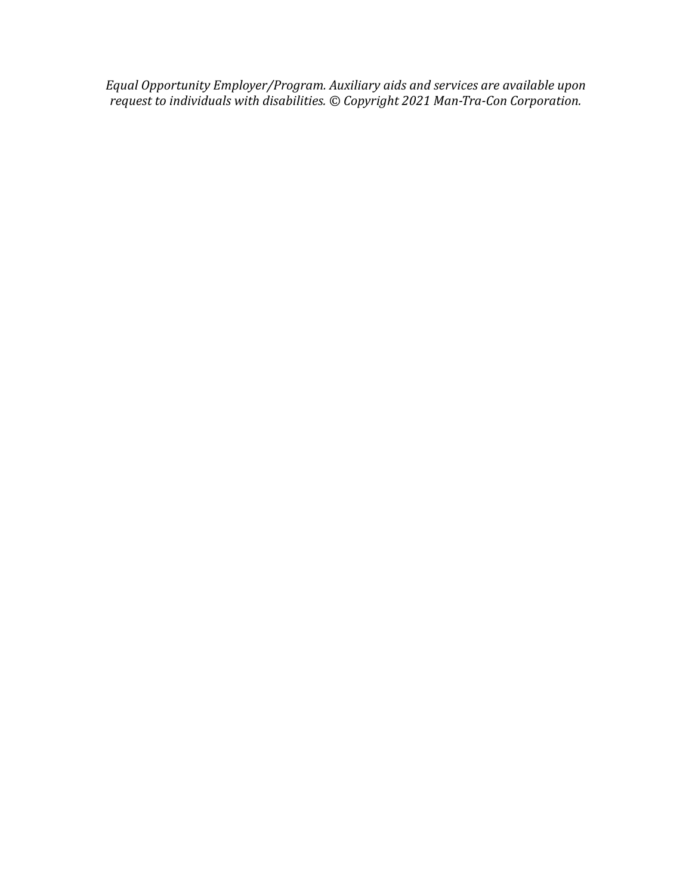*Equal Opportunity Employer/Program. Auxiliary aids and services are available upon request to individuals with disabilities. © Copyright 2021 Man-Tra-Con Corporation.*